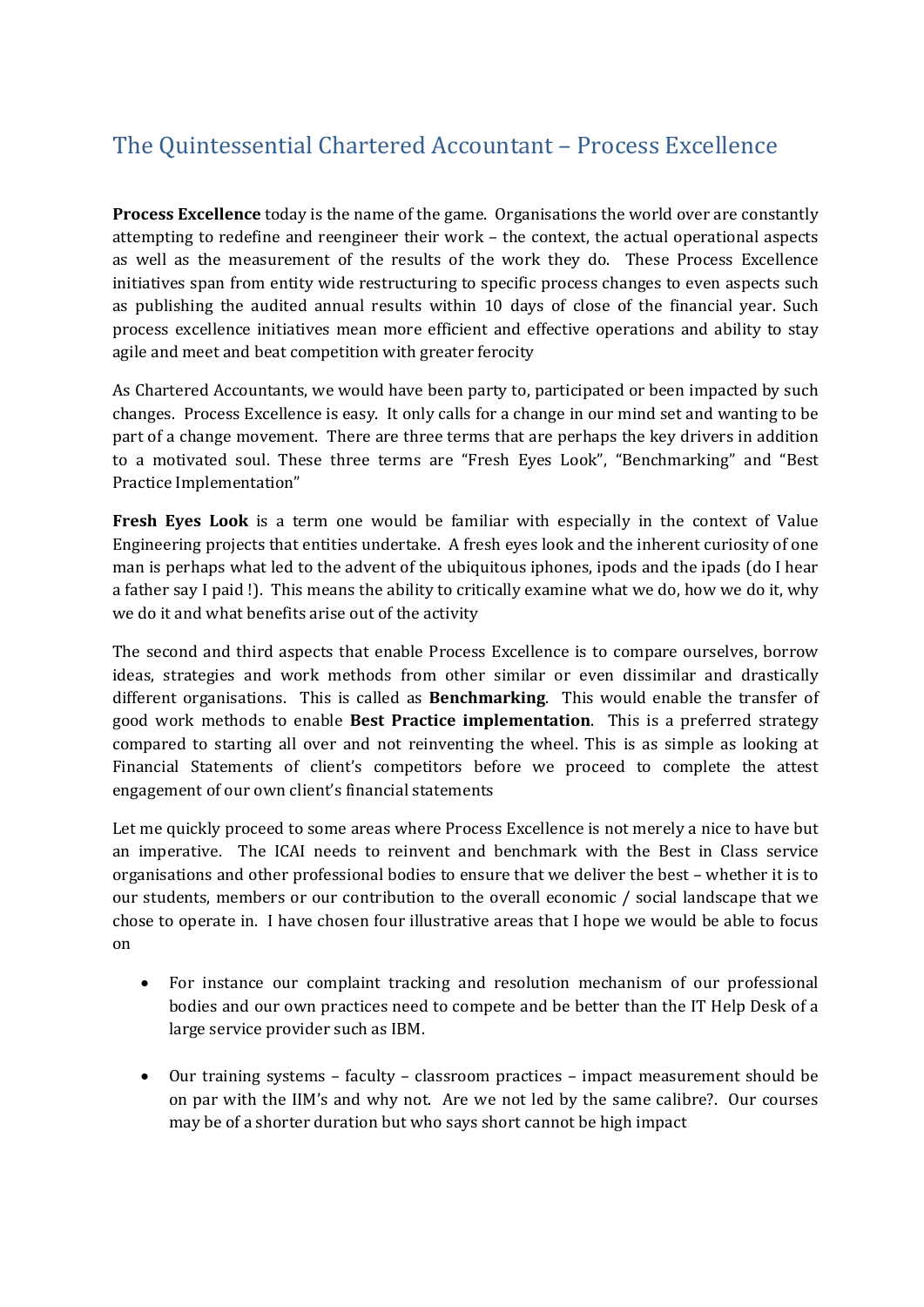# The Quintessential Chartered Accountant – Process Excellence

**Process Excellence** today is the name of the game. Organisations the world over are constantly attempting to redefine and reengineer their work – the context, the actual operational aspects as well as the measurement of the results of the work they do. These Process Excellence initiatives span from entity wide restructuring to specific process changes to even aspects such as publishing the audited annual results within 10 days of close of the financial year. Such process excellence initiatives mean more efficient and effective operations and ability to stay agile and meet and beat competition with greater ferocity

As Chartered Accountants, we would have been party to, participated or been impacted by such changes. Process Excellence is easy. It only calls for a change in our mind set and wanting to be part of a change movement. There are three terms that are perhaps the key drivers in addition to a motivated soul. These three terms are "Fresh Eyes Look", "Benchmarking" and "Best Practice Implementation"

**Fresh Eyes Look** is a term one would be familiar with especially in the context of Value Engineering projects that entities undertake. A fresh eyes look and the inherent curiosity of one man is perhaps what led to the advent of the ubiquitous iphones, ipods and the ipads (do I hear a father say I paid !). This means the ability to critically examine what we do, how we do it, why we do it and what benefits arise out of the activity

The second and third aspects that enable Process Excellence is to compare ourselves, borrow ideas, strategies and work methods from other similar or even dissimilar and drastically different organisations. This is called as **Benchmarking**. This would enable the transfer of good work methods to enable **Best Practice implementation**. This is a preferred strategy compared to starting all over and not reinventing the wheel. This is as simple as looking at Financial Statements of client's competitors before we proceed to complete the attest engagement of our own client's financial statements

Let me quickly proceed to some areas where Process Excellence is not merely a nice to have but an imperative. The ICAI needs to reinvent and benchmark with the Best in Class service organisations and other professional bodies to ensure that we deliver the best – whether it is to our students, members or our contribution to the overall economic / social landscape that we chose to operate in. I have chosen four illustrative areas that I hope we would be able to focus on

- For instance our complaint tracking and resolution mechanism of our professional bodies and our own practices need to compete and be better than the IT Help Desk of a large service provider such as IBM.

- Our training systems – faculty – classroom practices – impact measurement should be on par with the IIM's and why not. Are we not led by the same calibre?. Our courses may be of a shorter duration but who says short cannot be high impact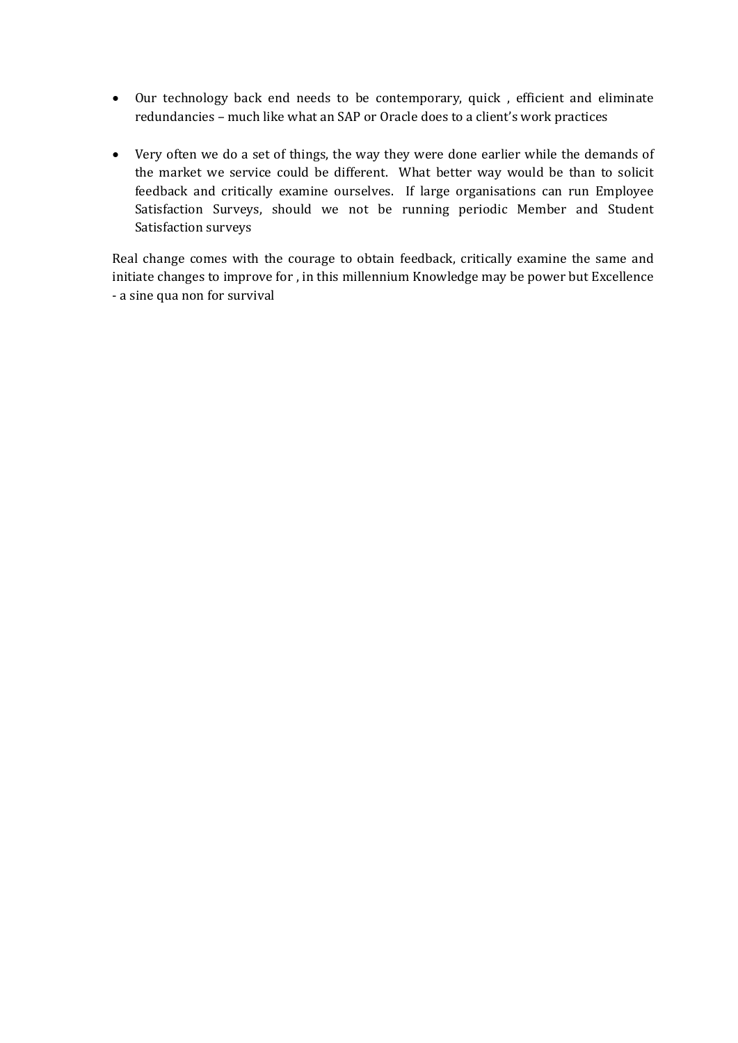- Our technology back end needs to be contemporary, quick , efficient and eliminate redundancies – much like what an SAP or Oracle does to a client's work practices

- Very often we do a set of things, the way they were done earlier while the demands of the market we service could be different. What better way would be than to solicit feedback and critically examine ourselves. If large organisations can run Employee Satisfaction Surveys, should we not be running periodic Member and Student Satisfaction surveys

Real change comes with the courage to obtain feedback, critically examine the same and initiate changes to improve for , in this millennium Knowledge may be power but Excellence - a sine qua non for survival